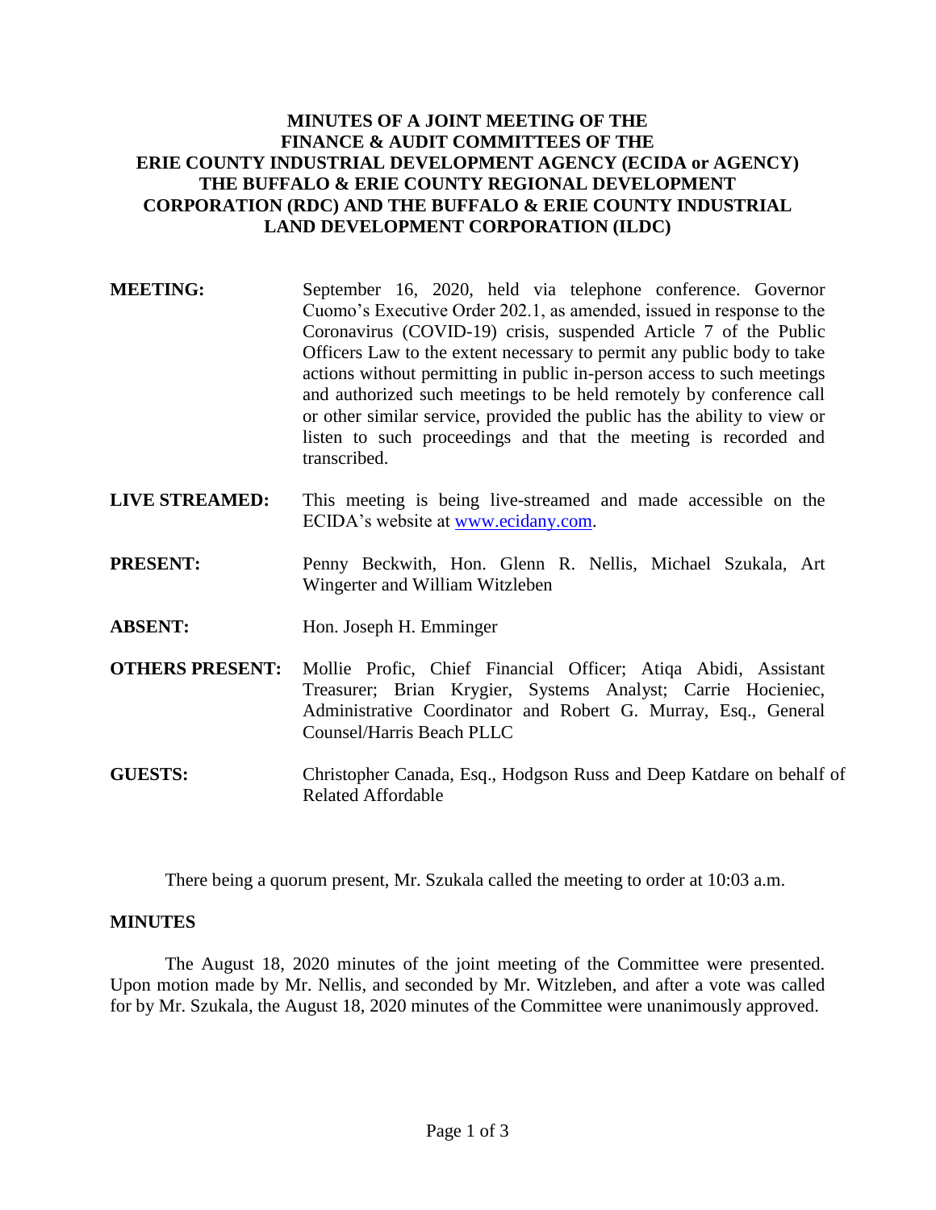**MINUTES OF A JOINT MEETING OF THE FINANCE & AUDIT COMMITTEES OF THE ERIE COUNTY INDUSTRIAL DEVELOPMENT AGENCY (ECIDA or AGENCY) THE BUFFALO & ERIE COUNTY REGIONAL DEVELOPMENT CORPORATION (RDC) AND THE BUFFALO & ERIE COUNTY INDUSTRIAL LAND DEVELOPMENT CORPORATION (ILDC)**

**MEETING:** September 16, 2020, held via telephone conference. Governor Cuomo's Executive Order 202.1, as amended, issued in response to the Coronavirus (COVID-19) crisis, suspended Article 7 of the Public Officers Law to the extent necessary to permit any public body to take actions without permitting in public in-person access to such meetings and authorized such meetings to be held remotely by conference call or other similar service, provided the public has the ability to view or listen to such proceedings and that the meeting is recorded and transcribed.

**LIVE STREAMED:** This meeting is being live-streamed and made accessible on the ECIDA's website at www.ecidany.com.

**PRESENT:** Penny Beckwith, Hon. Glenn R. Nellis, Michael Szukala, Art Wingerter and William Witzleben

**ABSENT:** Hon. Joseph H. Emminger

**OTHERS PRESENT:** Mollie Profic, Chief Financial Officer; Atiqa Abidi, Assistant Treasurer; Brian Krygier, Systems Analyst; Carrie Hocieniec, Administrative Coordinator and Robert G. Murray, Esq., General Counsel/Harris Beach PLLC

**GUESTS:** Christopher Canada, Esq., Hodgson Russ and Deep Katdare on behalf of Related Affordable

There being a quorum present, Mr. Szukala called the meeting to order at 10:03 a.m.

**MINUTES**

The August 18, 2020 minutes of the joint meeting of the Committee were presented. Upon motion made by Mr. Nellis, and seconded by Mr. Witzleben, and after a vote was called for by Mr. Szukala, the August 18, 2020 minutes of the Committee were unanimously approved.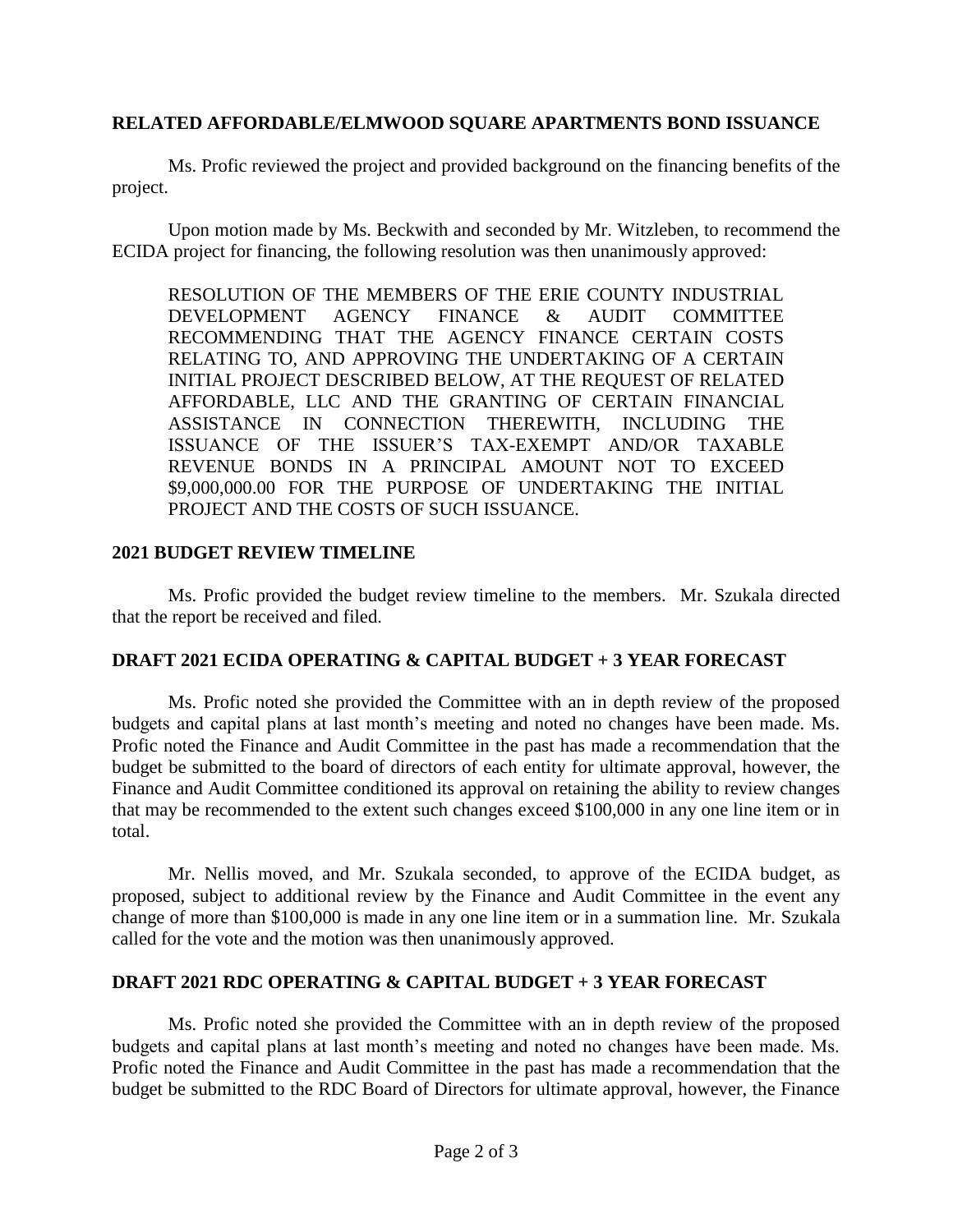## RELATED AFFORDABLE/ELMWOOD SQUARE APARTMENTS BOND ISSUANCE

Ms. Profic reviewed the project and provided background on the financing benefits of the project.

Upon motion made by Ms. Beckwith and seconded by Mr. Witzleben, to recommend the ECIDA project for financing, the following resolution was then unanimously approved:

> RESOLUTION OF THE MEMBERS OF THE ERIE COUNTY INDUSTRIAL DEVELOPMENT AGENCY FINANCE & AUDIT COMMITTEE RECOMMENDING THAT THE AGENCY FINANCE CERTAIN COSTS RELATING TO, AND APPROVING THE UNDERTAKING OF A CERTAIN INITIAL PROJECT DESCRIBED BELOW, AT THE REQUEST OF RELATED AFFORDABLE, LLC AND THE GRANTING OF CERTAIN FINANCIAL ASSISTANCE IN CONNECTION THEREWITH, INCLUDING THE ISSUANCE OF THE ISSUER'S TAX-EXEMPT AND/OR TAXABLE REVENUE BONDS IN A PRINCIPAL AMOUNT NOT TO EXCEED \$9,000,000.00 FOR THE PURPOSE OF UNDERTAKING THE INITIAL PROJECT AND THE COSTS OF SUCH ISSUANCE.

## 2021 BUDGET REVIEW TIMELINE

Ms. Profic provided the budget review timeline to the members. Mr. Szukala directed that the report be received and filed.

## DRAFT 2021 ECIDA OPERATING & CAPITAL BUDGET + 3 YEAR FORECAST

Ms. Profic noted she provided the Committee with an in depth review of the proposed budgets and capital plans at last month's meeting and noted no changes have been made. Ms. Profic noted the Finance and Audit Committee in the past has made a recommendation that the budget be submitted to the board of directors of each entity for ultimate approval, however, the Finance and Audit Committee conditioned its approval on retaining the ability to review changes that may be recommended to the extent such changes exceed \$100,000 in any one line item or in total.

Mr. Nellis moved, and Mr. Szukala seconded, to approve of the ECIDA budget, as proposed, subject to additional review by the Finance and Audit Committee in the event any change of more than \$100,000 is made in any one line item or in a summation line. Mr. Szukala called for the vote and the motion was then unanimously approved.

## DRAFT 2021 RDC OPERATING & CAPITAL BUDGET + 3 YEAR FORECAST

Ms. Profic noted she provided the Committee with an in depth review of the proposed budgets and capital plans at last month's meeting and noted no changes have been made. Ms. Profic noted the Finance and Audit Committee in the past has made a recommendation that the budget be submitted to the RDC Board of Directors for ultimate approval, however, the Finance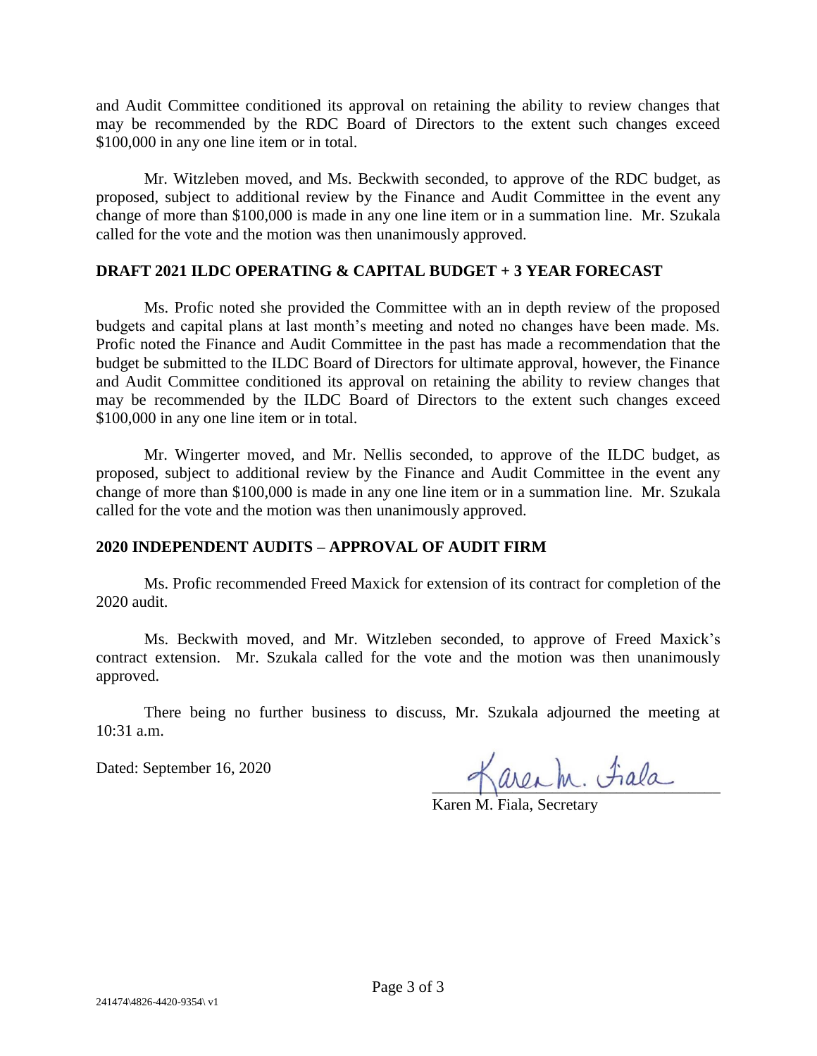and Audit Committee conditioned its approval on retaining the ability to review changes that may be recommended by the RDC Board of Directors to the extent such changes exceed $100,000 in any one line item or in total.

Mr. Witzleben moved, and Ms. Beckwith seconded, to approve of the RDC budget, as proposed, subject to additional review by the Finance and Audit Committee in the event any change of more than $100,000 is made in any one line item or in a summation line. Mr. Szukala called for the vote and the motion was then unanimously approved.

**DRAFT 2021 ILDC OPERATING & CAPITAL BUDGET + 3 YEAR FORECAST**

Ms. Profic noted she provided the Committee with an in depth review of the proposed budgets and capital plans at last month's meeting and noted no changes have been made. Ms. Profic noted the Finance and Audit Committee in the past has made a recommendation that the budget be submitted to the ILDC Board of Directors for ultimate approval, however, the Finance and Audit Committee conditioned its approval on retaining the ability to review changes that may be recommended by the ILDC Board of Directors to the extent such changes exceed $100,000 in any one line item or in total.

Mr. Wingerter moved, and Mr. Nellis seconded, to approve of the ILDC budget, as proposed, subject to additional review by the Finance and Audit Committee in the event any change of more than $100,000 is made in any one line item or in a summation line. Mr. Szukala called for the vote and the motion was then unanimously approved.

**2020 INDEPENDENT AUDITS – APPROVAL OF AUDIT FIRM**

Ms. Profic recommended Freed Maxick for extension of its contract for completion of the 2020 audit.

Ms. Beckwith moved, and Mr. Witzleben seconded, to approve of Freed Maxick's contract extension. Mr. Szukala called for the vote and the motion was then unanimously approved.

There being no further business to discuss, Mr. Szukala adjourned the meeting at 10:31 a.m.

Dated: September 16, 2020

Karen M. Fiala

Karen M. Fiala, Secretary

241474\4826-4420-9354\ v1